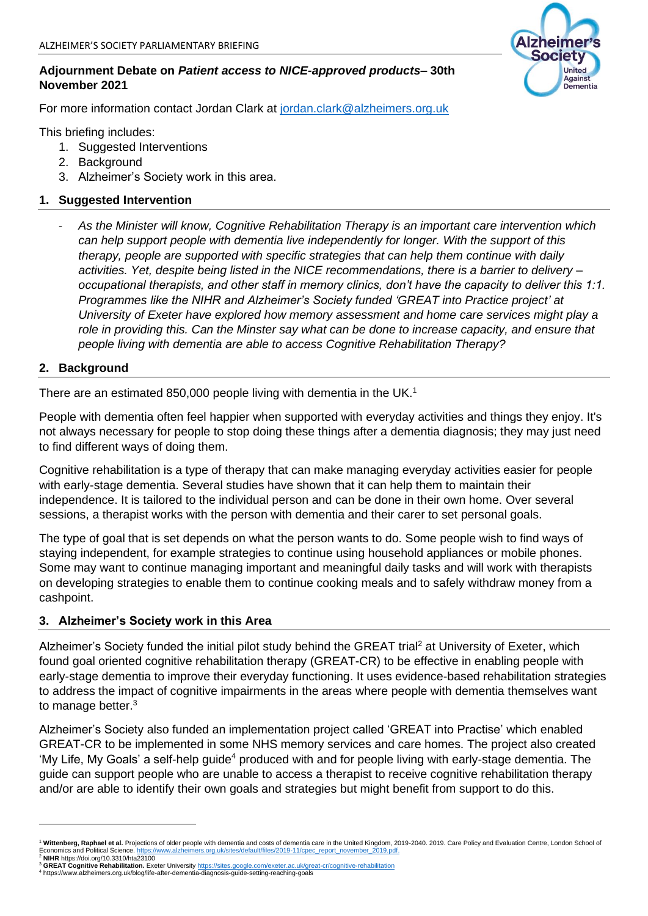ALZHEIMER'S SOCIETY PARLIAMENTARY BRIEFING

**Adjournment Debate on *Patient access to NICE-approved products*– 30th November 2021**

For more information contact Jordan Clark at jordan.clark@alzheimers.org.uk

This briefing includes:

1. Suggested Interventions
2. Background
3. Alzheimer's Society work in this area.

## 1. Suggested Intervention

- *As the Minister will know, Cognitive Rehabilitation Therapy is an important care intervention which can help support people with dementia live independently for longer. With the support of this therapy, people are supported with specific strategies that can help them continue with daily activities. Yet, despite being listed in the NICE recommendations, there is a barrier to delivery – occupational therapists, and other staff in memory clinics, don't have the capacity to deliver this 1:1. Programmes like the NIHR and Alzheimer's Society funded 'GREAT into Practice project' at University of Exeter have explored how memory assessment and home care services might play a role in providing this. Can the Minster say what can be done to increase capacity, and ensure that people living with dementia are able to access Cognitive Rehabilitation Therapy?*

## 2. Background

There are an estimated 850,000 people living with dementia in the UK.[1]

People with dementia often feel happier when supported with everyday activities and things they enjoy. It's not always necessary for people to stop doing these things after a dementia diagnosis; they may just need to find different ways of doing them.

Cognitive rehabilitation is a type of therapy that can make managing everyday activities easier for people with early-stage dementia. Several studies have shown that it can help them to maintain their independence. It is tailored to the individual person and can be done in their own home. Over several sessions, a therapist works with the person with dementia and their carer to set personal goals.

The type of goal that is set depends on what the person wants to do. Some people wish to find ways of staying independent, for example strategies to continue using household appliances or mobile phones. Some may want to continue managing important and meaningful daily tasks and will work with therapists on developing strategies to enable them to continue cooking meals and to safely withdraw money from a cashpoint.

## 3. Alzheimer's Society work in this Area

Alzheimer's Society funded the initial pilot study behind the GREAT trial[2] at University of Exeter, which found goal oriented cognitive rehabilitation therapy (GREAT-CR) to be effective in enabling people with early-stage dementia to improve their everyday functioning. It uses evidence-based rehabilitation strategies to address the impact of cognitive impairments in the areas where people with dementia themselves want to manage better.[3]

Alzheimer's Society also funded an implementation project called 'GREAT into Practise' which enabled GREAT-CR to be implemented in some NHS memory services and care homes. The project also created 'My Life, My Goals' a self-help guide[4] produced with and for people living with early-stage dementia. The guide can support people who are unable to access a therapist to receive cognitive rehabilitation therapy and/or are able to identify their own goals and strategies but might benefit from support to do this.

---

[1] **Wittenberg, Raphael et al.** Projections of older people with dementia and costs of dementia care in the United Kingdom, 2019-2040. 2019. Care Policy and Evaluation Centre, London School of Economics and Political Science. https://www.alzheimers.org.uk/sites/default/files/2019-11/cpec_report_november_2019.pdf.

[2] **NIHR** https://doi.org/10.3310/hta23100

[3] **GREAT Cognitive Rehabilitation.** Exeter University https://sites.google.com/exeter.ac.uk/great-cr/cognitive-rehabilitation

[4] https://www.alzheimers.org.uk/blog/life-after-dementia-diagnosis-guide-setting-reaching-goals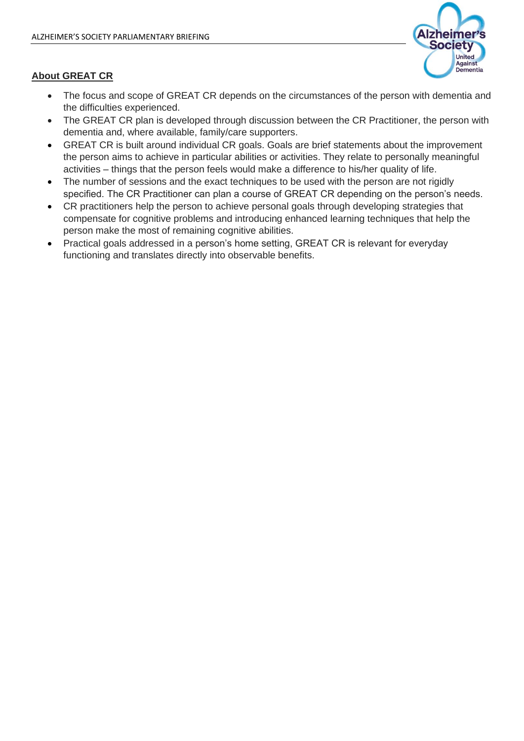## About GREAT CR

- The focus and scope of GREAT CR depends on the circumstances of the person with dementia and the difficulties experienced.
- The GREAT CR plan is developed through discussion between the CR Practitioner, the person with dementia and, where available, family/care supporters.
- GREAT CR is built around individual CR goals. Goals are brief statements about the improvement the person aims to achieve in particular abilities or activities. They relate to personally meaningful activities – things that the person feels would make a difference to his/her quality of life.
- The number of sessions and the exact techniques to be used with the person are not rigidly specified. The CR Practitioner can plan a course of GREAT CR depending on the person's needs.
- CR practitioners help the person to achieve personal goals through developing strategies that compensate for cognitive problems and introducing enhanced learning techniques that help the person make the most of remaining cognitive abilities.
- Practical goals addressed in a person's home setting, GREAT CR is relevant for everyday functioning and translates directly into observable benefits.